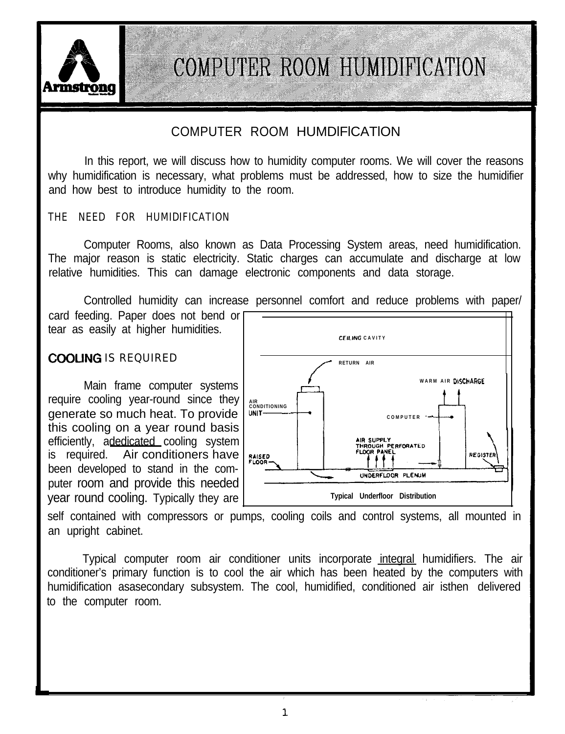# COMPUTER ROOM HUMIDIFICATION

## COMPUTER ROOM HUMDIFICATION

In this report, we will discuss how to humidity computer rooms. We will cover the reasons why humidification is necessary, what problems must be addressed, how to size the humidifier and how best to introduce humidity to the room.

### THE NEED FOR HUMIDIFICATION

Computer Rooms, also known as Data Processing System areas, need humidification. The major reason is static electricity. Static charges can accumulate and discharge at low relative humidities. This can damage electronic components and data storage.

Controlled humidity can increase personnel comfort and reduce problems with paper/card feeding. Paper does not bend or tear as easily at higher humidities.

### COOLING IS REQUIRED

Main frame computer systems require cooling year-round since they generate so much heat. To provide this cooling on a year round basis efficiently, a dedicated cooling system is required. Air conditioners have been developed to stand in the computer room and provide this needed year round cooling. Typically they are self contained with compressors or pumps, cooling coils and control systems, all mounted in an upright cabinet.

CEILING CAVITY
RETURN AIR
WARM AIR DISCHARGE
AIR CONDITIONING UNIT
COMPUTER
AIR SUPPLY THROUGH PERFORATED FLOOR PANEL
RAISED FLOOR
REGISTER
UNDERFLOOR PLENUM

Typical Underfloor Distribution

Typical computer room air conditioner units incorporate integral humidifiers. The air conditioner's primary function is to cool the air which has been heated by the computers with humidification as a secondary subsystem. The cool, humidified, conditioned air is then delivered to the computer room.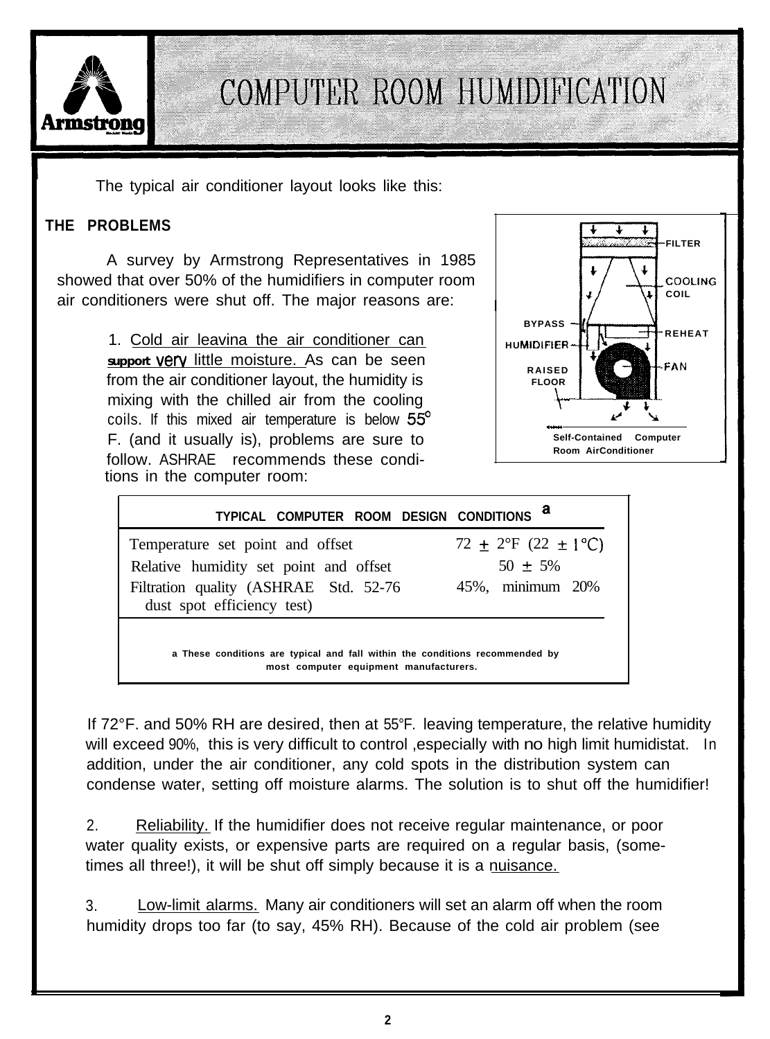# COMPUTER ROOM HUMIDIFICATION

The typical air conditioner layout looks like this:

**THE PROBLEMS**

A survey by Armstrong Representatives in 1985 showed that over 50% of the humidifiers in computer room air conditioners were shut off. The major reasons are:

FILTER
COOLING COIL
BYPASS HUMIDIFIER
REHEAT
FAN
RAISED FLOOR

Self-Contained Computer Room AirConditioner

1. Cold air leavina the air conditioner can support very little moisture. As can be seen from the air conditioner layout, the humidity is mixing with the chilled air from the cooling coils. If this mixed air temperature is below 55° F. (and it usually is), problems are sure to follow. ASHRAE recommends these conditions in the computer room:

| TYPICAL COMPUTER ROOM DESIGN CONDITIONS [a] | |
|---|---|
| Temperature set point and offset | 72 ± 2°F (22 ± 1°C) |
| Relative humidity set point and offset | 50 ± 5% |
| Filtration quality (ASHRAE Std. 52-76 dust spot efficiency test) | 45%, minimum 20% |

a These conditions are typical and fall within the conditions recommended by most computer equipment manufacturers.

If 72°F. and 50% RH are desired, then at 55°F. leaving temperature, the relative humidity will exceed 90%, this is very difficult to control ,especially with no high limit humidistat. In addition, under the air conditioner, any cold spots in the distribution system can condense water, setting off moisture alarms. The solution is to shut off the humidifier!

2. Reliability. If the humidifier does not receive regular maintenance, or poor water quality exists, or expensive parts are required on a regular basis, (sometimes all three!), it will be shut off simply because it is a nuisance.

3. Low-limit alarms. Many air conditioners will set an alarm off when the room humidity drops too far (to say, 45% RH). Because of the cold air problem (see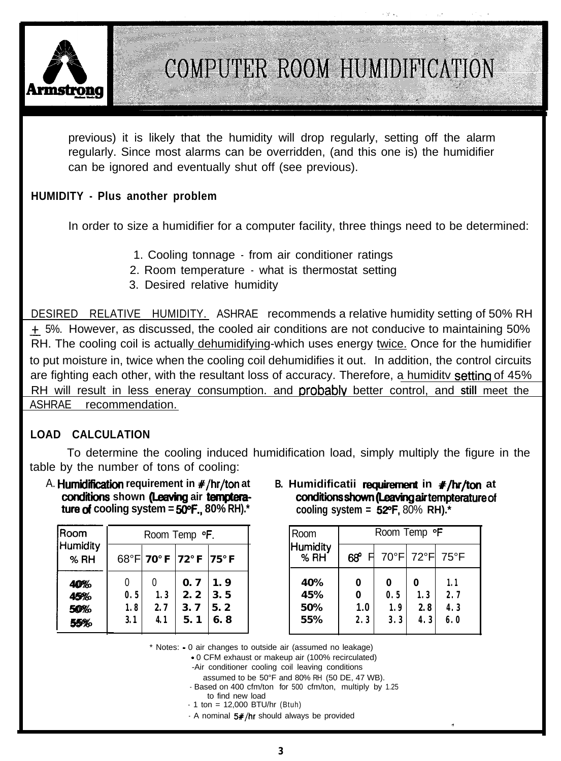# COMPUTER ROOM HUMIDIFICATION

previous) it is likely that the humidity will drop regularly, setting off the alarm regularly. Since most alarms can be overridden, (and this one is) the humidifier can be ignored and eventually shut off (see previous).

**HUMIDITY - Plus another problem**

In order to size a humidifier for a computer facility, three things need to be determined:

1. Cooling tonnage - from air conditioner ratings
2. Room temperature - what is thermostat setting
3. Desired relative humidity

DESIRED RELATIVE HUMIDITY. ASHRAE recommends a relative humidity setting of 50% RH ± 5%. However, as discussed, the cooled air conditions are not conducive to maintaining 50% RH. The cooling coil is actually dehumidifying-which uses energy twice. Once for the humidifier to put moisture in, twice when the cooling coil dehumidifies it out. In addition, the control circuits are fighting each other, with the resultant loss of accuracy. Therefore, a humidity setting of 45% RH will result in less energy consumption. and probably better control, and still meet the ASHRAE recommendation.

**LOAD CALCULATION**

To determine the cooling induced humidification load, simply multiply the figure in the table by the number of tons of cooling:

A. **Humidification requirement in #/hr/ton at conditions shown (Leaving air temperature of cooling system = 50°F., 80% RH).***

| Room Humidity % RH | Room Temp °F. | | | |
|---|---|---|---|---|
| | 68°F | 70°F | 72°F | 75°F |
| 40% | 0 | 0 | 0.7 | 1.9 |
| 45% | 0.5 | 1.3 | 2.2 | 3.5 |
| 50% | 1.8 | 2.7 | 3.7 | 5.2 |
| 55% | 3.1 | 4.1 | 5.1 | 6.8 |

B. **Humidification requirement in #/hr/ton at conditions shown (Leaving air temperature of cooling system = 52°F, 80% RH).***

| Room Humidity % RH | Room Temp °F | | | |
|---|---|---|---|---|
| | 68° F | 70°F | 72°F | 75°F |
| 40% | 0 | 0 | 0 | 1.1 |
| 45% | 0 | 0.5 | 1.3 | 2.7 |
| 50% | 1.0 | 1.9 | 2.8 | 4.3 |
| 55% | 2.3 | 3.3 | 4.3 | 6.0 |

\* Notes:
- 0 air changes to outside air (assumed no leakage)
- 0 CFM exhaust or makeup air (100% recirculated)
- Air conditioner cooling coil leaving conditions assumed to be 50°F and 80% RH (50 DE, 47 WB).
- Based on 400 cfm/ton for 500 cfm/ton, multiply by 1.25 to find new load
- 1 ton = 12,000 BTU/hr (Btuh)
- A nominal 5#/hr should always be provided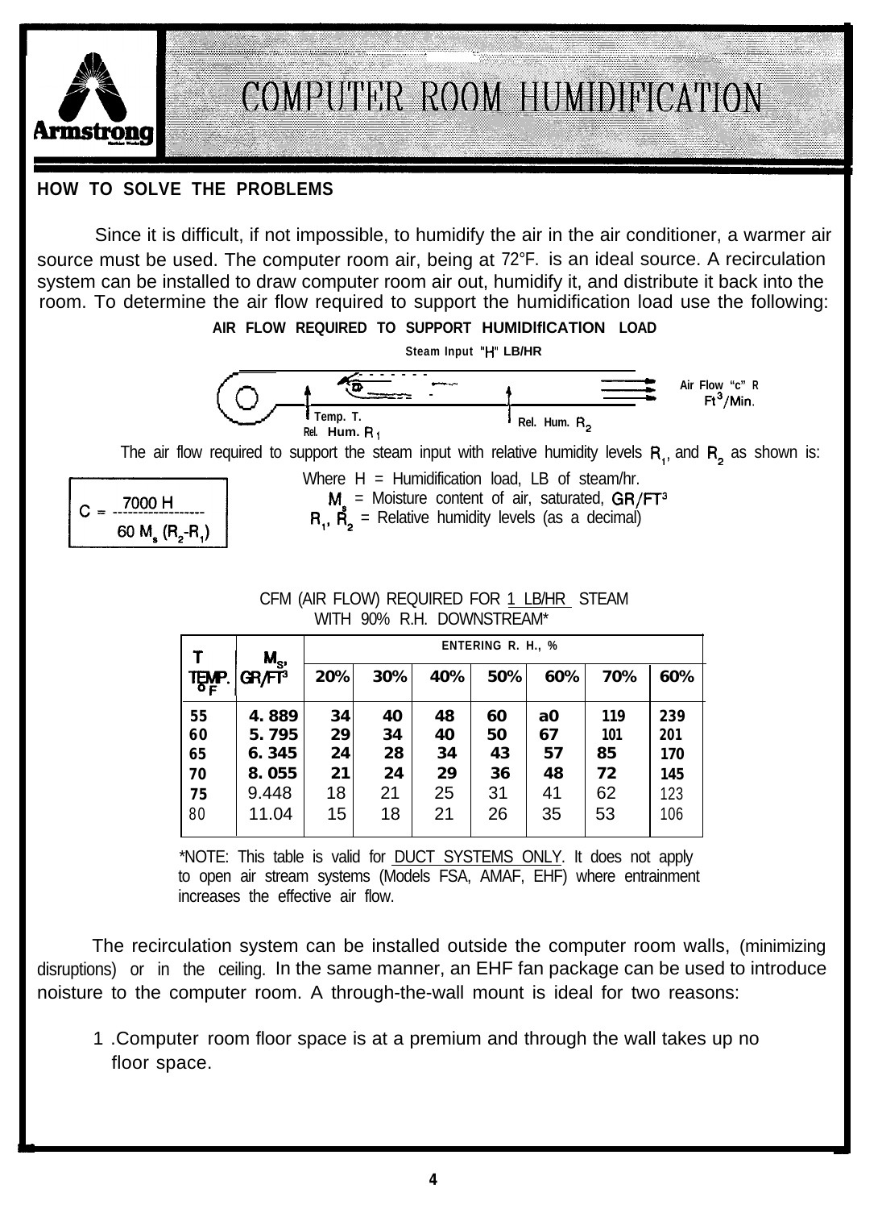# COMPUTER ROOM HUMIDIFICATION

## HOW TO SOLVE THE PROBLEMS

Since it is difficult, if not impossible, to humidify the air in the air conditioner, a warmer air source must be used. The computer room air, being at 72°F. is an ideal source. A recirculation system can be installed to draw computer room air out, humidify it, and distribute it back into the room. To determine the air flow required to support the humidification load use the following:

**AIR FLOW REQUIRED TO SUPPORT HUMIDIfICATION LOAD**

Steam Input "H" LB/HR

Air Flow "c" R $Ft^3/Min.$

Temp. T. Rel. Hum. $R_1$ — Rel. Hum. $R_2$

The air flow required to support the steam input with relative humidity levels $R_1$, and $R_2$ as shown is:

$$C = \frac{7000\,H}{60\,M_s\,(R_2 - R_1)}$$

Where H = Humidification load, LB of steam/hr.
$M_s$ = Moisture content of air, saturated, $GR/FT^3$
$R_1$, $R_2$ = Relative humidity levels (as a decimal)

CFM (AIR FLOW) REQUIRED FOR 1 LB/HR STEAM WITH 90% R.H. DOWNSTREAM*

| T TEMP. °F | $M_S$, $GR/FT^3$ | ENTERING R. H., % 20% | 30% | 40% | 50% | 60% | 70% | 60% |
|---|---|---|---|---|---|---|---|---|
| 55 | 4.889 | 34 | 40 | 48 | 60 | a0 | 119 | 239 |
| 60 | 5.795 | 29 | 34 | 40 | 50 | 67 | 101 | 201 |
| 65 | 6.345 | 24 | 28 | 34 | 43 | 57 | 85 | 170 |
| 70 | 8.055 | 21 | 24 | 29 | 36 | 48 | 72 | 145 |
| 75 | 9.448 | 18 | 21 | 25 | 31 | 41 | 62 | 123 |
| 80 | 11.04 | 15 | 18 | 21 | 26 | 35 | 53 | 106 |

*NOTE: This table is valid for DUCT SYSTEMS ONLY. It does not apply to open air stream systems (Models FSA, AMAF, EHF) where entrainment increases the effective air flow.

The recirculation system can be installed outside the computer room walls, (minimizing disruptions) or in the ceiling. In the same manner, an EHF fan package can be used to introduce noisture to the computer room. A through-the-wall mount is ideal for two reasons:

1. Computer room floor space is at a premium and through the wall takes up no floor space.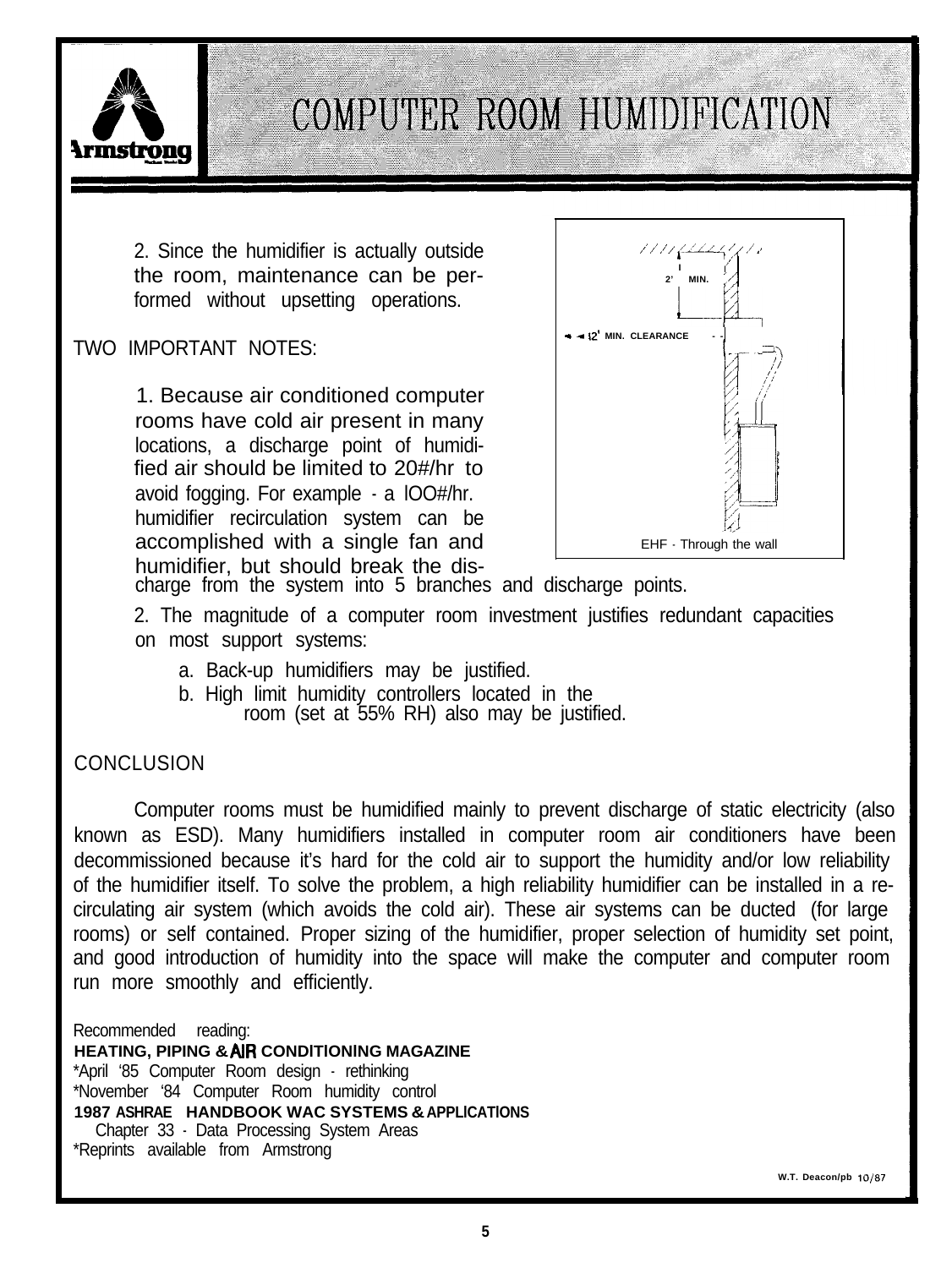# COMPUTER ROOM HUMIDIFICATION

2. Since the humidifier is actually outside the room, maintenance can be performed without upsetting operations.

2' MIN.

12' MIN. CLEARANCE

EHF - Through the wall

TWO IMPORTANT NOTES:

1. Because air conditioned computer rooms have cold air present in many locations, a discharge point of humidified air should be limited to 20#/hr to avoid fogging. For example - a lOO#/hr. humidifier recirculation system can be accomplished with a single fan and humidifier, but should break the discharge from the system into 5 branches and discharge points.

2. The magnitude of a computer room investment justifies redundant capacities on most support systems:

   a. Back-up humidifiers may be justified.

   b. High limit humidity controllers located in the room (set at 55% RH) also may be justified.

CONCLUSION

Computer rooms must be humidified mainly to prevent discharge of static electricity (also known as ESD). Many humidifiers installed in computer room air conditioners have been decommissioned because it's hard for the cold air to support the humidity and/or low reliability of the humidifier itself. To solve the problem, a high reliability humidifier can be installed in a re-circulating air system (which avoids the cold air). These air systems can be ducted (for large rooms) or self contained. Proper sizing of the humidifier, proper selection of humidity set point, and good introduction of humidity into the space will make the computer and computer room run more smoothly and efficiently.

Recommended reading:

**HEATING, PIPING & AIR CONDITIONING MAGAZINE**

*April '85 Computer Room design - rethinking

*November '84 Computer Room humidity control

**1987 ASHRAE HANDBOOK WAC SYSTEMS & APPLICATIONS**

Chapter 33 - Data Processing System Areas

*Reprints available from Armstrong

W.T. Deacon/pb 10/87